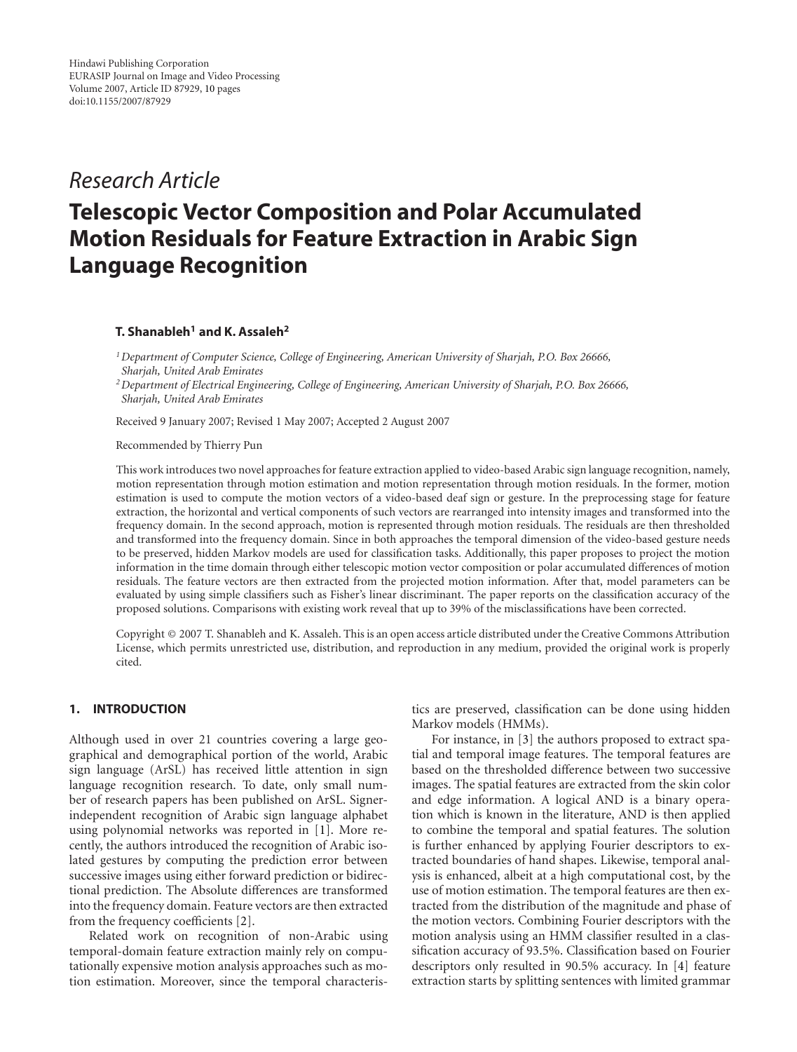Hindawi Publishing Corporation
EURASIP Journal on Image and Video Processing
Volume 2007, Article ID 87929, 10 pages
doi:10.1155/2007/87929

*Research Article*

# Telescopic Vector Composition and Polar Accumulated Motion Residuals for Feature Extraction in Arabic Sign Language Recognition

**T. Shanableh[1] and K. Assaleh[2]**

[1] *Department of Computer Science, College of Engineering, American University of Sharjah, P.O. Box 26666, Sharjah, United Arab Emirates*

[2] *Department of Electrical Engineering, College of Engineering, American University of Sharjah, P.O. Box 26666, Sharjah, United Arab Emirates*

Received 9 January 2007; Revised 1 May 2007; Accepted 2 August 2007

Recommended by Thierry Pun

This work introduces two novel approaches for feature extraction applied to video-based Arabic sign language recognition, namely, motion representation through motion estimation and motion representation through motion residuals. In the former, motion estimation is used to compute the motion vectors of a video-based deaf sign or gesture. In the preprocessing stage for feature extraction, the horizontal and vertical components of such vectors are rearranged into intensity images and transformed into the frequency domain. In the second approach, motion is represented through motion residuals. The residuals are then thresholded and transformed into the frequency domain. Since in both approaches the temporal dimension of the video-based gesture needs to be preserved, hidden Markov models are used for classification tasks. Additionally, this paper proposes to project the motion information in the time domain through either telescopic motion vector composition or polar accumulated differences of motion residuals. The feature vectors are then extracted from the projected motion information. After that, model parameters can be evaluated by using simple classifiers such as Fisher's linear discriminant. The paper reports on the classification accuracy of the proposed solutions. Comparisons with existing work reveal that up to 39% of the misclassifications have been corrected.

Copyright © 2007 T. Shanableh and K. Assaleh. This is an open access article distributed under the Creative Commons Attribution License, which permits unrestricted use, distribution, and reproduction in any medium, provided the original work is properly cited.

## 1. INTRODUCTION

Although used in over 21 countries covering a large geographical and demographical portion of the world, Arabic sign language (ArSL) has received little attention in sign language recognition research. To date, only small number of research papers has been published on ArSL. Signer-independent recognition of Arabic sign language alphabet using polynomial networks was reported in [1]. More recently, the authors introduced the recognition of Arabic isolated gestures by computing the prediction error between successive images using either forward prediction or bidirectional prediction. The Absolute differences are transformed into the frequency domain. Feature vectors are then extracted from the frequency coefficients [2].

Related work on recognition of non-Arabic using temporal-domain feature extraction mainly rely on computationally expensive motion analysis approaches such as motion estimation. Moreover, since the temporal characteristics are preserved, classification can be done using hidden Markov models (HMMs).

For instance, in [3] the authors proposed to extract spatial and temporal image features. The temporal features are based on the thresholded difference between two successive images. The spatial features are extracted from the skin color and edge information. A logical AND is a binary operation which is known in the literature, AND is then applied to combine the temporal and spatial features. The solution is further enhanced by applying Fourier descriptors to extracted boundaries of hand shapes. Likewise, temporal analysis is enhanced, albeit at a high computational cost, by the use of motion estimation. The temporal features are then extracted from the distribution of the magnitude and phase of the motion vectors. Combining Fourier descriptors with the motion analysis using an HMM classifier resulted in a classification accuracy of 93.5%. Classification based on Fourier descriptors only resulted in 90.5% accuracy. In [4] feature extraction starts by splitting sentences with limited grammar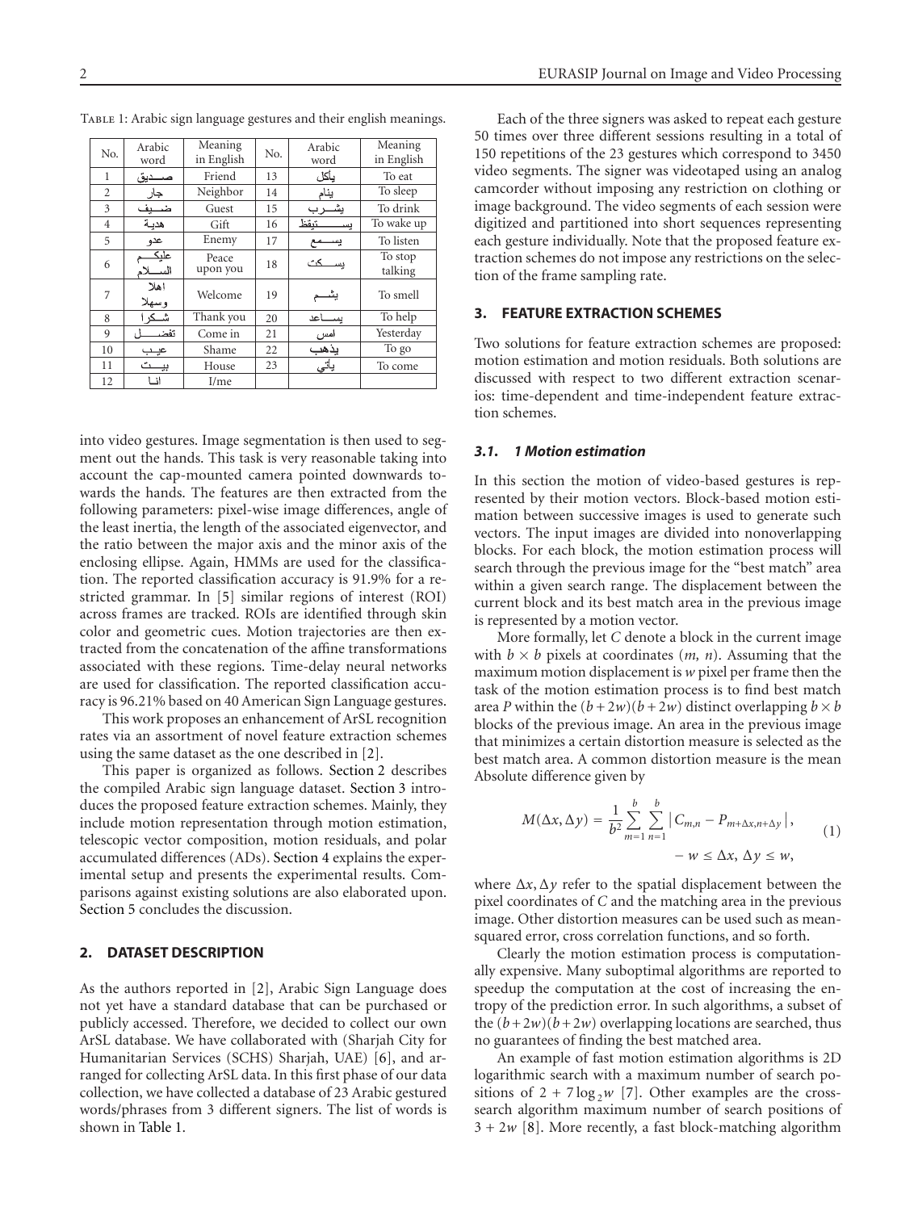Table 1: Arabic sign language gestures and their english meanings.

| No. | Arabic word | Meaning in English | No. | Arabic word | Meaning in English |
|---|---|---|---|---|---|
| 1 | صـــديق | Friend | 13 | يأكل | To eat |
| 2 | جار | Neighbor | 14 | ينام | To sleep |
| 3 | ضــيف | Guest | 15 | يشــرب | To drink |
| 4 | هدية | Gift | 16 | يســـــتيقظ | To wake up |
| 5 | عدو | Enemy | 17 | يســمع | To listen |
| 6 | عليكـــم السـلام | Peace upon you | 18 | يســكت | To stop talking |
| 7 | اهلا وسهلا | Welcome | 19 | يشــم | To smell |
| 8 | شــكرا | Thank you | 20 | يســاعد | To help |
| 9 | تفضـــل | Come in | 21 | امس | Yesterday |
| 10 | عيـب | Shame | 22 | يذهب | To go |
| 11 | بيــت | House | 23 | يأتي | To come |
| 12 | انـا | I/me | | | |

into video gestures. Image segmentation is then used to segment out the hands. This task is very reasonable taking into account the cap-mounted camera pointed downwards towards the hands. The features are then extracted from the following parameters: pixel-wise image differences, angle of the least inertia, the length of the associated eigenvector, and the ratio between the major axis and the minor axis of the enclosing ellipse. Again, HMMs are used for the classification. The reported classification accuracy is 91.9% for a restricted grammar. In [5] similar regions of interest (ROI) across frames are tracked. ROIs are identified through skin color and geometric cues. Motion trajectories are then extracted from the concatenation of the affine transformations associated with these regions. Time-delay neural networks are used for classification. The reported classification accuracy is 96.21% based on 40 American Sign Language gestures.

This work proposes an enhancement of ArSL recognition rates via an assortment of novel feature extraction schemes using the same dataset as the one described in [2].

This paper is organized as follows. Section 2 describes the compiled Arabic sign language dataset. Section 3 introduces the proposed feature extraction schemes. Mainly, they include motion representation through motion estimation, telescopic vector composition, motion residuals, and polar accumulated differences (ADs). Section 4 explains the experimental setup and presents the experimental results. Comparisons against existing solutions are also elaborated upon. Section 5 concludes the discussion.

## 2. DATASET DESCRIPTION

As the authors reported in [2], Arabic Sign Language does not yet have a standard database that can be purchased or publicly accessed. Therefore, we decided to collect our own ArSL database. We have collaborated with (Sharjah City for Humanitarian Services (SCHS) Sharjah, UAE) [6], and arranged for collecting ArSL data. In this first phase of our data collection, we have collected a database of 23 Arabic gestured words/phrases from 3 different signers. The list of words is shown in Table 1.

Each of the three signers was asked to repeat each gesture 50 times over three different sessions resulting in a total of 150 repetitions of the 23 gestures which correspond to 3450 video segments. The signer was videotaped using an analog camcorder without imposing any restriction on clothing or image background. The video segments of each session were digitized and partitioned into short sequences representing each gesture individually. Note that the proposed feature extraction schemes do not impose any restrictions on the selection of the frame sampling rate.

## 3. FEATURE EXTRACTION SCHEMES

Two solutions for feature extraction schemes are proposed: motion estimation and motion residuals. Both solutions are discussed with respect to two different extraction scenarios: time-dependent and time-independent feature extraction schemes.

### *3.1. 1 Motion estimation*

In this section the motion of video-based gestures is represented by their motion vectors. Block-based motion estimation between successive images is used to generate such vectors. The input images are divided into nonoverlapping blocks. For each block, the motion estimation process will search through the previous image for the "best match" area within a given search range. The displacement between the current block and its best match area in the previous image is represented by a motion vector.

More formally, let $C$ denote a block in the current image with $b \times b$ pixels at coordinates $(m, n)$. Assuming that the maximum motion displacement is $w$ pixel per frame then the task of the motion estimation process is to find best match area $P$ within the $(b + 2w)(b + 2w)$ distinct overlapping $b \times b$ blocks of the previous image. An area in the previous image that minimizes a certain distortion measure is selected as the best match area. A common distortion measure is the mean Absolute difference given by

$$M(\Delta x, \Delta y) = \frac{1}{b^2} \sum_{m=1}^{b} \sum_{n=1}^{b} \left| C_{m,n} - P_{m+\Delta x, n+\Delta y} \right|, \qquad -w \leq \Delta x,\ \Delta y \leq w, \tag{1}$$

where $\Delta x, \Delta y$ refer to the spatial displacement between the pixel coordinates of $C$ and the matching area in the previous image. Other distortion measures can be used such as mean-squared error, cross correlation functions, and so forth.

Clearly the motion estimation process is computationally expensive. Many suboptimal algorithms are reported to speedup the computation at the cost of increasing the entropy of the prediction error. In such algorithms, a subset of the $(b+2w)(b+2w)$ overlapping locations are searched, thus no guarantees of finding the best matched area.

An example of fast motion estimation algorithms is 2D logarithmic search with a maximum number of search positions of $2 + 7 \log_2 w$ [7]. Other examples are the cross-search algorithm maximum number of search positions of $3 + 2w$ [8]. More recently, a fast block-matching algorithm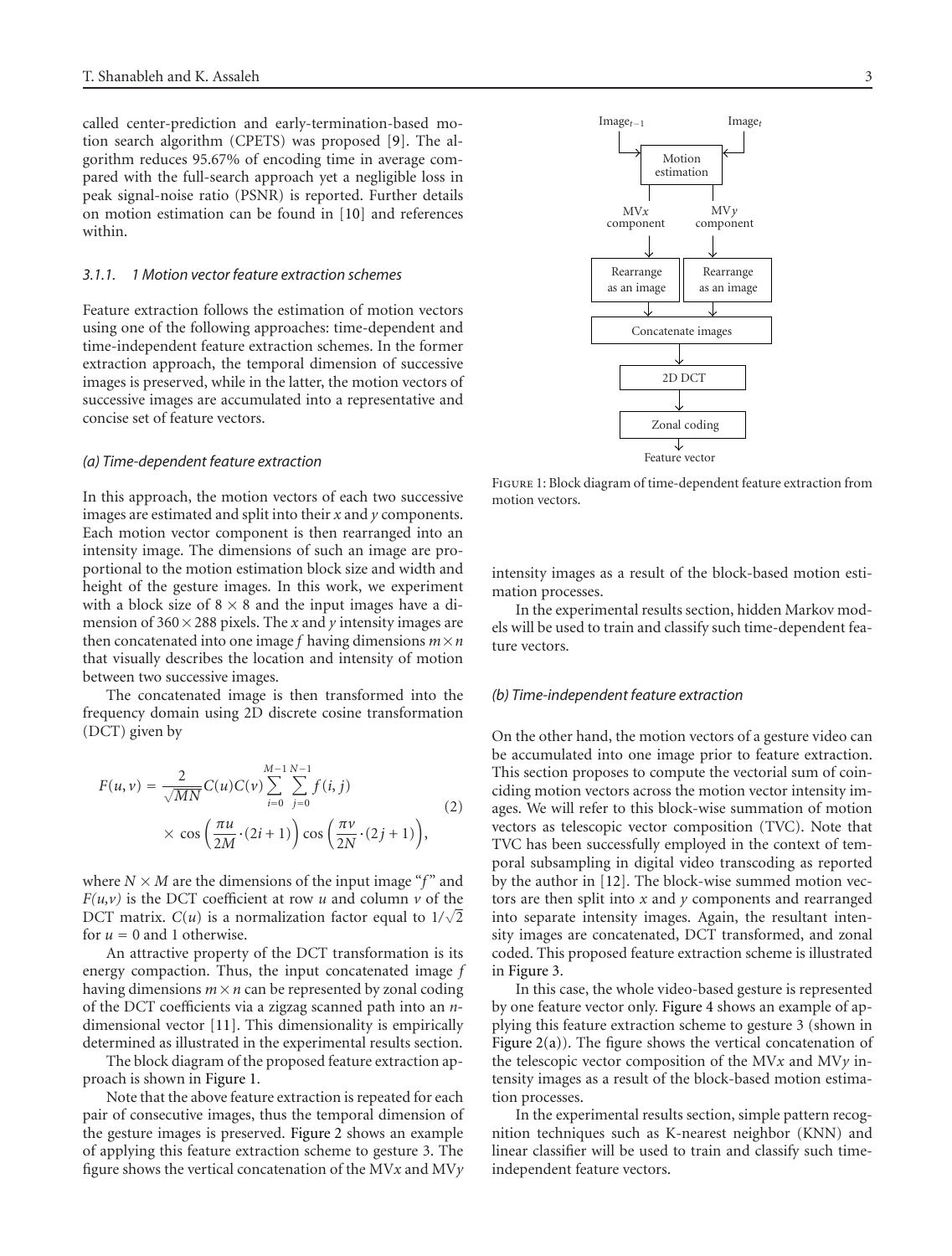called center-prediction and early-termination-based motion search algorithm (CPETS) was proposed [9]. The algorithm reduces 95.67% of encoding time in average compared with the full-search approach yet a negligible loss in peak signal-noise ratio (PSNR) is reported. Further details on motion estimation can be found in [10] and references within.

#### *3.1.1. 1 Motion vector feature extraction schemes*

Feature extraction follows the estimation of motion vectors using one of the following approaches: time-dependent and time-independent feature extraction schemes. In the former extraction approach, the temporal dimension of successive images is preserved, while in the latter, the motion vectors of successive images are accumulated into a representative and concise set of feature vectors.

##### *(a) Time-dependent feature extraction*

In this approach, the motion vectors of each two successive images are estimated and split into their *x* and *y* components. Each motion vector component is then rearranged into an intensity image. The dimensions of such an image are proportional to the motion estimation block size and width and height of the gesture images. In this work, we experiment with a block size of $8 \times 8$ and the input images have a dimension of $360 \times 288$ pixels. The *x* and *y* intensity images are then concatenated into one image *f* having dimensions $m \times n$ that visually describes the location and intensity of motion between two successive images.

The concatenated image is then transformed into the frequency domain using 2D discrete cosine transformation (DCT) given by

$$F(u,v) = \frac{2}{\sqrt{MN}} C(u)C(v) \sum_{i=0}^{M-1} \sum_{j=0}^{N-1} f(i,j) \times \cos\left(\frac{\pi u}{2M} \cdot (2i+1)\right) \cos\left(\frac{\pi v}{2N} \cdot (2j+1)\right), \tag{2}$$

where $N \times M$ are the dimensions of the input image "*f*" and $F(u,v)$ is the DCT coefficient at row *u* and column *v* of the DCT matrix. $C(u)$ is a normalization factor equal to $1/\sqrt{2}$ for $u = 0$ and 1 otherwise.

An attractive property of the DCT transformation is its energy compaction. Thus, the input concatenated image *f* having dimensions $m \times n$ can be represented by zonal coding of the DCT coefficients via a zigzag scanned path into an *n*-dimensional vector [11]. This dimensionality is empirically determined as illustrated in the experimental results section.

The block diagram of the proposed feature extraction approach is shown in Figure 1.

Note that the above feature extraction is repeated for each pair of consecutive images, thus the temporal dimension of the gesture images is preserved. Figure 2 shows an example of applying this feature extraction scheme to gesture 3. The figure shows the vertical concatenation of the MV*x* and MV*y* intensity images as a result of the block-based motion estimation processes.

Image$_{t-1}$

Image$_t$

Motion estimation

MV*x* component

MV*y* component

Rearrange as an image

Rearrange as an image

Concatenate images

2D DCT

Zonal coding

Feature vector

Figure 1: Block diagram of time-dependent feature extraction from motion vectors.

In the experimental results section, hidden Markov models will be used to train and classify such time-dependent feature vectors.

##### *(b) Time-independent feature extraction*

On the other hand, the motion vectors of a gesture video can be accumulated into one image prior to feature extraction. This section proposes to compute the vectorial sum of coinciding motion vectors across the motion vector intensity images. We will refer to this block-wise summation of motion vectors as telescopic vector composition (TVC). Note that TVC has been successfully employed in the context of temporal subsampling in digital video transcoding as reported by the author in [12]. The block-wise summed motion vectors are then split into *x* and *y* components and rearranged into separate intensity images. Again, the resultant intensity images are concatenated, DCT transformed, and zonal coded. This proposed feature extraction scheme is illustrated in Figure 3.

In this case, the whole video-based gesture is represented by one feature vector only. Figure 4 shows an example of applying this feature extraction scheme to gesture 3 (shown in Figure 2(a)). The figure shows the vertical concatenation of the telescopic vector composition of the MV*x* and MV*y* intensity images as a result of the block-based motion estimation processes.

In the experimental results section, simple pattern recognition techniques such as K-nearest neighbor (KNN) and linear classifier will be used to train and classify such time-independent feature vectors.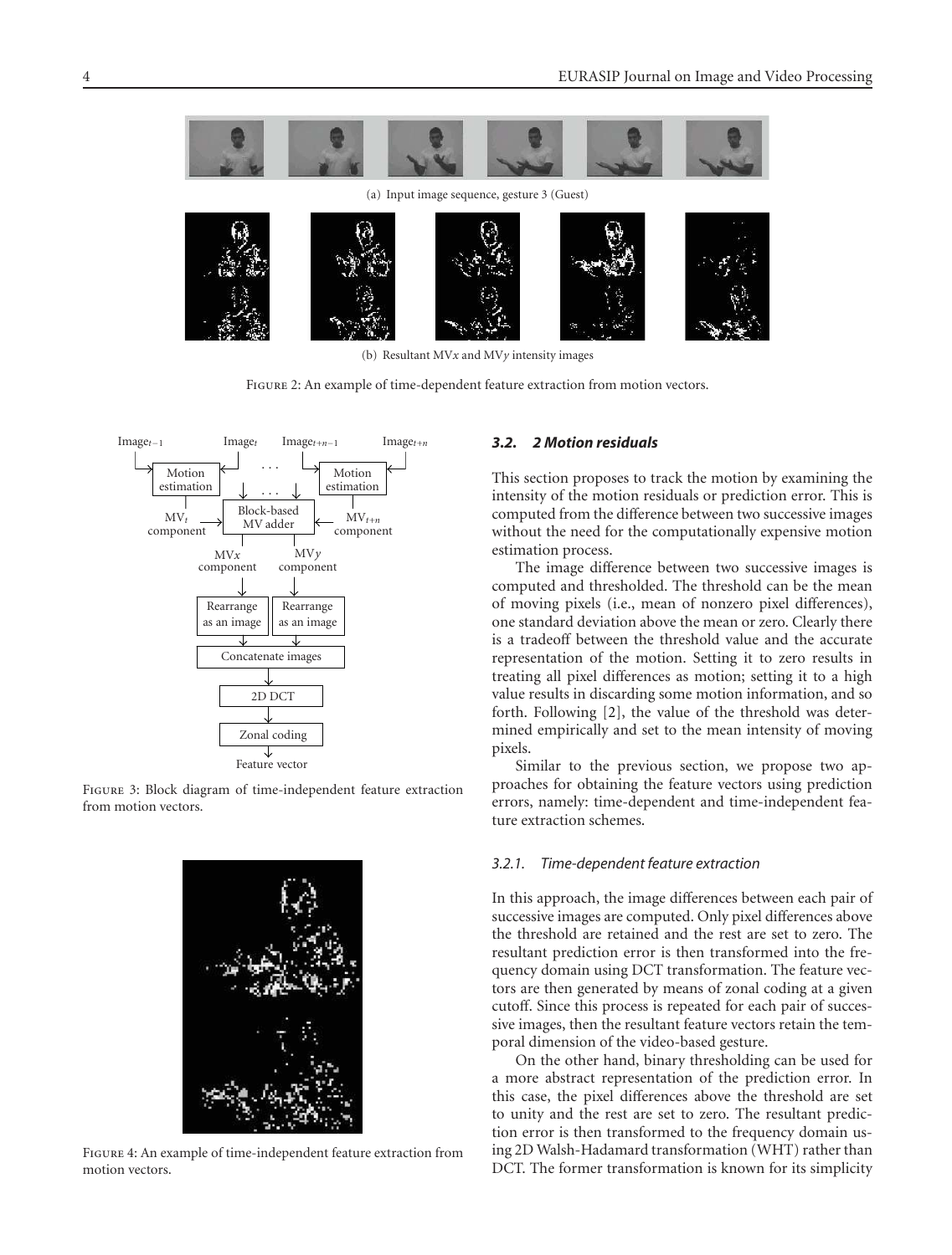(a) Input image sequence, gesture 3 (Guest)

(b) Resultant MV$x$ and MV$y$ intensity images

Figure 2: An example of time-dependent feature extraction from motion vectors.

Image$_{t-1}$

Image$_t$

Image$_{t+n-1}$

Image$_{t+n}$

Motion estimation

Motion estimation

Block-based MV adder

MV$_t$ component

MV$_{t+n}$ component

MV$x$ component

MV$y$ component

Rearrange as an image

Rearrange as an image

Concatenate images

2D DCT

Zonal coding

Feature vector

Figure 3: Block diagram of time-independent feature extraction from motion vectors.

Figure 4: An example of time-independent feature extraction from motion vectors.

### 3.2. 2 Motion residuals

This section proposes to track the motion by examining the intensity of the motion residuals or prediction error. This is computed from the difference between two successive images without the need for the computationally expensive motion estimation process.

The image difference between two successive images is computed and thresholded. The threshold can be the mean of moving pixels (i.e., mean of nonzero pixel differences), one standard deviation above the mean or zero. Clearly there is a tradeoff between the threshold value and the accurate representation of the motion. Setting it to zero results in treating all pixel differences as motion; setting it to a high value results in discarding some motion information, and so forth. Following [2], the value of the threshold was determined empirically and set to the mean intensity of moving pixels.

Similar to the previous section, we propose two approaches for obtaining the feature vectors using prediction errors, namely: time-dependent and time-independent feature extraction schemes.

#### 3.2.1. Time-dependent feature extraction

In this approach, the image differences between each pair of successive images are computed. Only pixel differences above the threshold are retained and the rest are set to zero. The resultant prediction error is then transformed into the frequency domain using DCT transformation. The feature vectors are then generated by means of zonal coding at a given cutoff. Since this process is repeated for each pair of successive images, then the resultant feature vectors retain the temporal dimension of the video-based gesture.

On the other hand, binary thresholding can be used for a more abstract representation of the prediction error. In this case, the pixel differences above the threshold are set to unity and the rest are set to zero. The resultant prediction error is then transformed to the frequency domain using 2D Walsh-Hadamard transformation (WHT) rather than DCT. The former transformation is known for its simplicity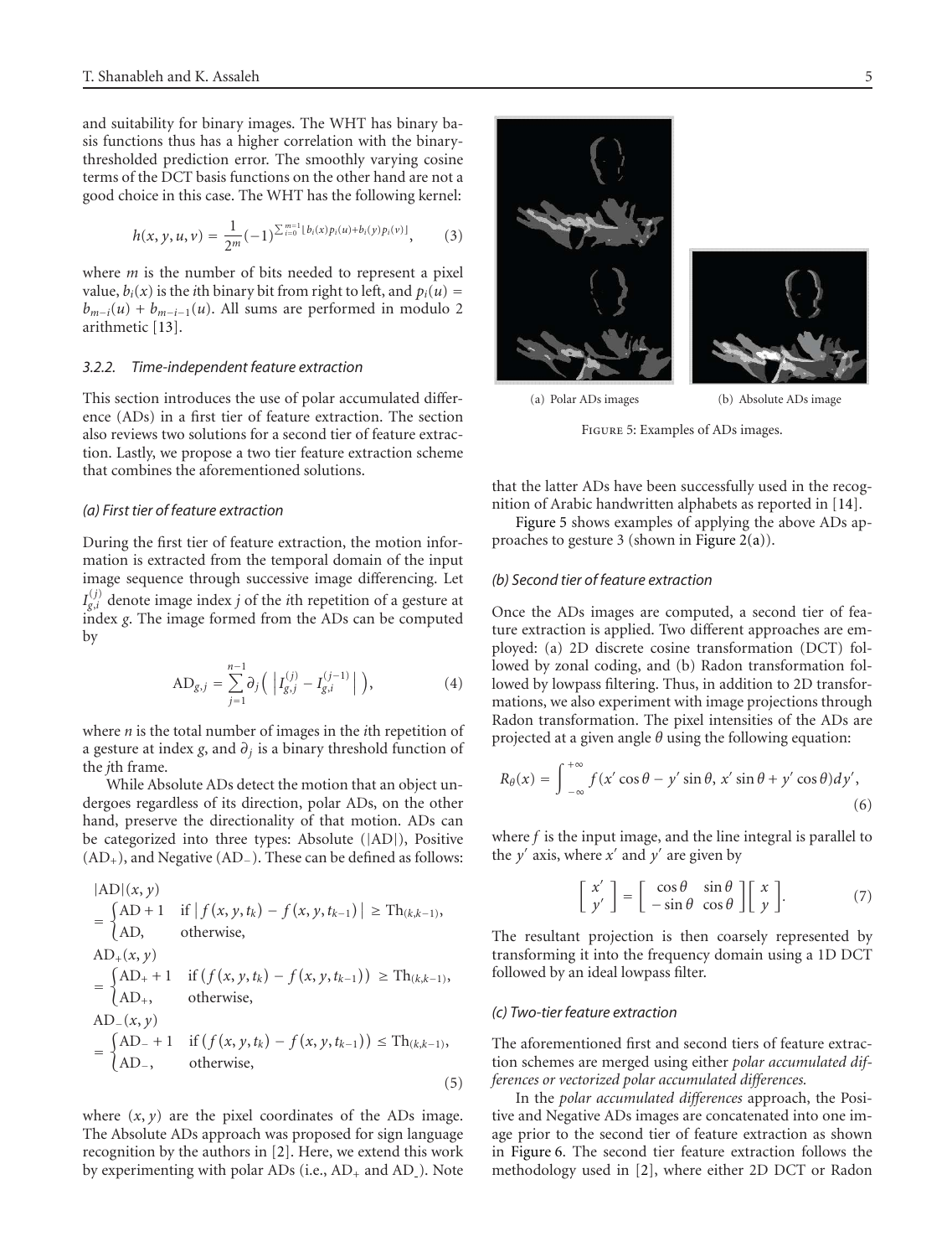and suitability for binary images. The WHT has binary basis functions thus has a higher correlation with the binary-thresholded prediction error. The smoothly varying cosine terms of the DCT basis functions on the other hand are not a good choice in this case. The WHT has the following kernel:

$$h(x, y, u, v) = \frac{1}{2^m}(-1)^{\sum_{i=0}^{m-1}[b_i(x)p_i(u)+b_i(y)p_i(v)]}, \tag{3}$$

where $m$ is the number of bits needed to represent a pixel value, $b_i(x)$ is the $i$th binary bit from right to left, and $p_i(u) = b_{m-i}(u) + b_{m-i-1}(u)$. All sums are performed in modulo 2 arithmetic [13].

#### 3.2.2. Time-independent feature extraction

This section introduces the use of polar accumulated difference (ADs) in a first tier of feature extraction. The section also reviews two solutions for a second tier of feature extraction. Lastly, we propose a two tier feature extraction scheme that combines the aforementioned solutions.

##### (a) First tier of feature extraction

During the first tier of feature extraction, the motion information is extracted from the temporal domain of the input image sequence through successive image differencing. Let $I_{g,i}^{(j)}$ denote image index $j$ of the $i$th repetition of a gesture at index $g$. The image formed from the ADs can be computed by

$$\text{AD}_{g,j} = \sum_{j=1}^{n-1} \partial_j \left( \left| I_{g,j}^{(j)} - I_{g,i}^{(j-1)} \right| \right), \tag{4}$$

where $n$ is the total number of images in the $i$th repetition of a gesture at index $g$, and $\partial_j$ is a binary threshold function of the $j$th frame.

While Absolute ADs detect the motion that an object undergoes regardless of its direction, polar ADs, on the other hand, preserve the directionality of that motion. ADs can be categorized into three types: Absolute (|AD|), Positive ($\text{AD}_+$), and Negative ($\text{AD}_-$). These can be defined as follows:

$$\begin{aligned}
&|\text{AD}|(x, y) \\
&= \begin{cases} \text{AD} + 1 & \text{if } |f(x, y, t_k) - f(x, y, t_{k-1})| \geq \text{Th}_{(k,k-1)}, \\ \text{AD}, & \text{otherwise,} \end{cases} \\
&\text{AD}_+(x, y) \\
&= \begin{cases} \text{AD}_+ + 1 & \text{if } (f(x, y, t_k) - f(x, y, t_{k-1})) \geq \text{Th}_{(k,k-1)}, \\ \text{AD}_+, & \text{otherwise,} \end{cases} \\
&\text{AD}_-(x, y) \\
&= \begin{cases} \text{AD}_- + 1 & \text{if } (f(x, y, t_k) - f(x, y, t_{k-1})) \leq \text{Th}_{(k,k-1)}, \\ \text{AD}_-, & \text{otherwise,} \end{cases}
\end{aligned} \tag{5}$$

where $(x, y)$ are the pixel coordinates of the ADs image. The Absolute ADs approach was proposed for sign language recognition by the authors in [2]. Here, we extend this work by experimenting with polar ADs (i.e., $\text{AD}_+$ and $\text{AD}_-$). Note that the latter ADs have been successfully used in the recognition of Arabic handwritten alphabets as reported in [14].

(a) Polar ADs images (b) Absolute ADs image

Figure 5: Examples of ADs images.

Figure 5 shows examples of applying the above ADs approaches to gesture 3 (shown in Figure 2(a)).

##### (b) Second tier of feature extraction

Once the ADs images are computed, a second tier of feature extraction is applied. Two different approaches are employed: (a) 2D discrete cosine transformation (DCT) followed by zonal coding, and (b) Radon transformation followed by lowpass filtering. Thus, in addition to 2D transformations, we also experiment with image projections through Radon transformation. The pixel intensities of the ADs are projected at a given angle $\theta$ using the following equation:

$$R_\theta(x) = \int_{-\infty}^{+\infty} f(x' \cos\theta - y' \sin\theta, x' \sin\theta + y' \cos\theta) dy', \tag{6}$$

where $f$ is the input image, and the line integral is parallel to the $y'$ axis, where $x'$ and $y'$ are given by

$$\begin{bmatrix} x' \\ y' \end{bmatrix} = \begin{bmatrix} \cos\theta & \sin\theta \\ -\sin\theta & \cos\theta \end{bmatrix} \begin{bmatrix} x \\ y \end{bmatrix}. \tag{7}$$

The resultant projection is then coarsely represented by transforming it into the frequency domain using a 1D DCT followed by an ideal lowpass filter.

##### (c) Two-tier feature extraction

The aforementioned first and second tiers of feature extraction schemes are merged using either *polar accumulated differences or vectorized polar accumulated differences.*

In the *polar accumulated differences* approach, the Positive and Negative ADs images are concatenated into one image prior to the second tier of feature extraction as shown in Figure 6. The second tier feature extraction follows the methodology used in [2], where either 2D DCT or Radon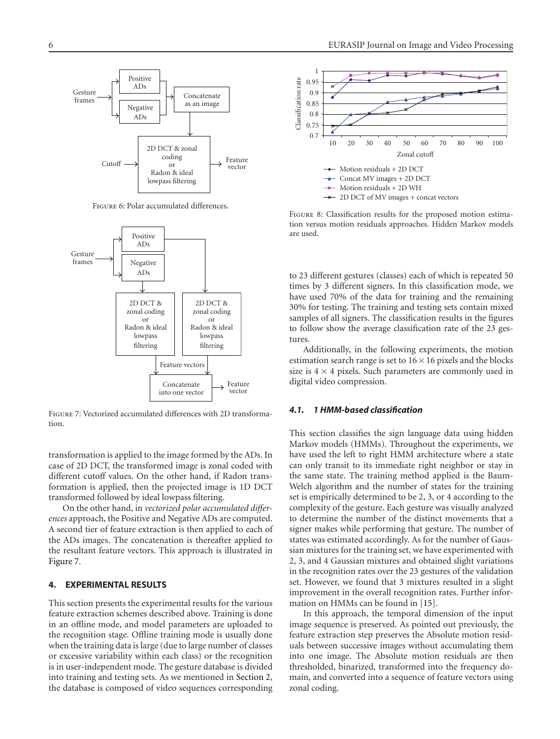Gesture frames

Positive ADs

Negative ADs

Concatenate as an image

Cutoff

2D DCT & zonal coding or Radon & ideal lowpass filtering

Feature vector

Figure 6: Polar accumulated differences.

Gesture frames

Positive ADs

Negative ADs

2D DCT & zonal coding or Radon & ideal lowpass filtering

2D DCT & zonal coding or Radon & ideal lowpass filtering

Feature vectors

Concatenate into one vector

Feature vector

Figure 7: Vectorized accumulated differences with 2D transformation.

transformation is applied to the image formed by the ADs. In case of 2D DCT, the transformed image is zonal coded with different cutoff values. On the other hand, if Radon transformation is applied, then the projected image is 1D DCT transformed followed by ideal lowpass filtering.

On the other hand, in *vectorized polar accumulated differences* approach, the Positive and Negative ADs are computed. A second tier of feature extraction is then applied to each of the ADs images. The concatenation is thereafter applied to the resultant feature vectors. This approach is illustrated in Figure 7.

## 4. EXPERIMENTAL RESULTS

This section presents the experimental results for the various feature extraction schemes described above. Training is done in an offline mode, and model parameters are uploaded to the recognition stage. Offline training mode is usually done when the training data is large (due to large number of classes or excessive variability within each class) or the recognition is in user-independent mode. The gesture database is divided into training and testing sets. As we mentioned in Section 2, the database is composed of video sequences corresponding to 23 different gestures (classes) each of which is repeated 50 times by 3 different signers. In this classification mode, we have used 70% of the data for training and the remaining 30% for testing. The training and testing sets contain mixed samples of all signers. The classification results in the figures to follow show the average classification rate of the 23 gestures.

Classification rate

1

0.95

0.9

0.85

0.8

0.75

0.7

10 20 30 40 50 60 70 80 90 100

Zonal cutoff

Motion residuals + 2D DCT

Concat MV images + 2D DCT

Motion residuals + 2D WH

2D DCT of MV images + concat vectors

Figure 8: Classification results for the proposed motion estimation versus motion residuals approaches. Hidden Markov models are used.

Additionally, in the following experiments, the motion estimation search range is set to $16 \times 16$ pixels and the blocks size is $4 \times 4$ pixels. Such parameters are commonly used in digital video compression.

### *4.1. 1 HMM-based classification*

This section classifies the sign language data using hidden Markov models (HMMs). Throughout the experiments, we have used the left to right HMM architecture where a state can only transit to its immediate right neighbor or stay in the same state. The training method applied is the Baum-Welch algorithm and the number of states for the training set is empirically determined to be 2, 3, or 4 according to the complexity of the gesture. Each gesture was visually analyzed to determine the number of the distinct movements that a signer makes while performing that gesture. The number of states was estimated accordingly. As for the number of Gaussian mixtures for the training set, we have experimented with 2, 3, and 4 Gaussian mixtures and obtained slight variations in the recognition rates over the 23 gestures of the validation set. However, we found that 3 mixtures resulted in a slight improvement in the overall recognition rates. Further information on HMMs can be found in [15].

In this approach, the temporal dimension of the input image sequence is preserved. As pointed out previously, the feature extraction step preserves the Absolute motion residuals between successive images without accumulating them into one image. The Absolute motion residuals are then thresholded, binarized, transformed into the frequency domain, and converted into a sequence of feature vectors using zonal coding.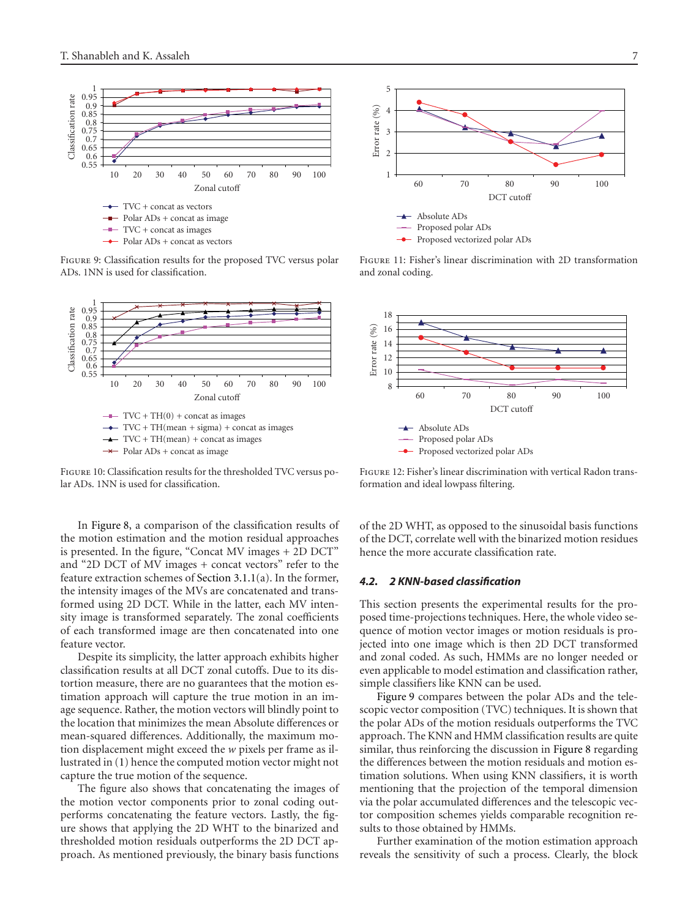1
0.95
0.9
0.85
0.8
0.75
0.7
0.65
0.6
0.55

Classification rate

10 20 30 40 50 60 70 80 90 100

Zonal cutoff

TVC + concat as vectors
Polar ADs + concat as image
TVC + concat as images
Polar ADs + concat as vectors

Figure 9: Classification results for the proposed TVC versus polar ADs. 1NN is used for classification.

1
0.95
0.9
0.85
0.8
0.75
0.7
0.65
0.6
0.55

Classification rate

10 20 30 40 50 60 70 80 90 100

Zonal cutoff

TVC + TH(0) + concat as images
TVC + TH(mean + sigma) + concat as images
TVC + TH(mean) + concat as images
Polar ADs + concat as image

Figure 10: Classification results for the thresholded TVC versus polar ADs. 1NN is used for classification.

5
4
3
2
1

Error rate (%)

60 70 80 90 100

DCT cutoff

Absolute ADs
Proposed polar ADs
Proposed vectorized polar ADs

Figure 11: Fisher's linear discrimination with 2D transformation and zonal coding.

18
16
14
12
10
8

Error rate (%)

60 70 80 90 100

DCT cutoff

Absolute ADs
Proposed polar ADs
Proposed vectorized polar ADs

Figure 12: Fisher's linear discrimination with vertical Radon transformation and ideal lowpass filtering.

In Figure 8, a comparison of the classification results of the motion estimation and the motion residual approaches is presented. In the figure, "Concat MV images + 2D DCT" and "2D DCT of MV images + concat vectors" refer to the feature extraction schemes of Section 3.1.1(a). In the former, the intensity images of the MVs are concatenated and transformed using 2D DCT. While in the latter, each MV intensity image is transformed separately. The zonal coefficients of each transformed image are then concatenated into one feature vector.

Despite its simplicity, the latter approach exhibits higher classification results at all DCT zonal cutoffs. Due to its distortion measure, there are no guarantees that the motion estimation approach will capture the true motion in an image sequence. Rather, the motion vectors will blindly point to the location that minimizes the mean Absolute differences or mean-squared differences. Additionally, the maximum motion displacement might exceed the $w$ pixels per frame as illustrated in (1) hence the computed motion vector might not capture the true motion of the sequence.

The figure also shows that concatenating the images of the motion vector components prior to zonal coding outperforms concatenating the feature vectors. Lastly, the figure shows that applying the 2D WHT to the binarized and thresholded motion residuals outperforms the 2D DCT approach. As mentioned previously, the binary basis functions of the 2D WHT, as opposed to the sinusoidal basis functions of the DCT, correlate well with the binarized motion residues hence the more accurate classification rate.

### *4.2. 2 KNN-based classification*

This section presents the experimental results for the proposed time-projections techniques. Here, the whole video sequence of motion vector images or motion residuals is projected into one image which is then 2D DCT transformed and zonal coded. As such, HMMs are no longer needed or even applicable to model estimation and classification rather, simple classifiers like KNN can be used.

Figure 9 compares between the polar ADs and the telescopic vector composition (TVC) techniques. It is shown that the polar ADs of the motion residuals outperforms the TVC approach. The KNN and HMM classification results are quite similar, thus reinforcing the discussion in Figure 8 regarding the differences between the motion residuals and motion estimation solutions. When using KNN classifiers, it is worth mentioning that the projection of the temporal dimension via the polar accumulated differences and the telescopic vector composition schemes yields comparable recognition results to those obtained by HMMs.

Further examination of the motion estimation approach reveals the sensitivity of such a process. Clearly, the block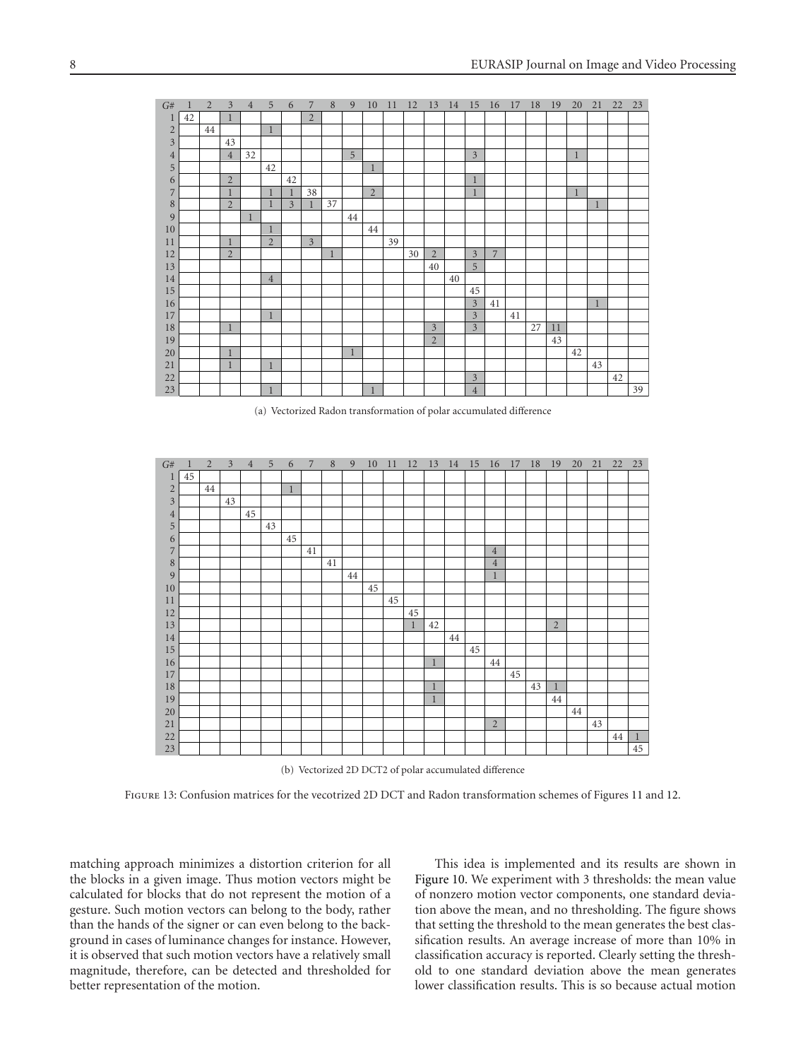| G# | 1 | 2 | 3 | 4 | 5 | 6 | 7 | 8 | 9 | 10 | 11 | 12 | 13 | 14 | 15 | 16 | 17 | 18 | 19 | 20 | 21 | 22 | 23 |
|---|---|---|---|---|---|---|---|---|---|---|---|---|---|---|---|---|---|---|---|---|---|---|---|
| 1 | 42 | | 1 | | | | 2 | | | | | | | | | | | | | | | | |
| 2 | | 44 | | | 1 | | | | | | | | | | | | | | | | | | |
| 3 | | | 43 | | | | | | | | | | | | | | | | | | | | |
| 4 | | | 4 | 32 | | | | | 5 | | | | | | 3 | | | | | 1 | | | |
| 5 | | | | | 42 | | | | | 1 | | | | | | | | | | | | | |
| 6 | | | 2 | | | 42 | | | | | | | | | 1 | | | | | | | | |
| 7 | | | 1 | | 1 | 1 | 38 | | | 2 | | | | | 1 | | | | | 1 | | | |
| 8 | | | 2 | | 1 | 3 | 1 | 37 | | | | | | | | | | | | | 1 | | |
| 9 | | | | 1 | | | | | 44 | | | | | | | | | | | | | | |
| 10 | | | | | 1 | | | | | 44 | | | | | | | | | | | | | |
| 11 | | | 1 | | 2 | | 3 | | | | 39 | | | | | | | | | | | | |
| 12 | | | 2 | | | | | 1 | | | | 30 | 2 | | 3 | 7 | | | | | | | |
| 13 | | | | | | | | | | | | | 40 | | 5 | | | | | | | | |
| 14 | | | | | 4 | | | | | | | | | 40 | | | | | | | | | |
| 15 | | | | | | | | | | | | | | | 45 | | | | | | | | |
| 16 | | | | | | | | | | | | | | | 3 | 41 | | | | | 1 | | |
| 17 | | | | | 1 | | | | | | | | | | 3 | | 41 | | | | | | |
| 18 | | | 1 | | | | | | | | | | 3 | | 3 | | | 27 | 11 | | | | |
| 19 | | | | | | | | | | | | | 2 | | | | | | 43 | | | | |
| 20 | | | 1 | | | | | | 1 | | | | | | | | | | | 42 | | | |
| 21 | | | 1 | | 1 | | | | | | | | | | | | | | | | 43 | | |
| 22 | | | | | | | | | | | | | | | 3 | | | | | | | 42 | |
| 23 | | | | | 1 | | | | | 1 | | | | | 4 | | | | | | | | 39 |

(a) Vectorized Radon transformation of polar accumulated difference

| G# | 1 | 2 | 3 | 4 | 5 | 6 | 7 | 8 | 9 | 10 | 11 | 12 | 13 | 14 | 15 | 16 | 17 | 18 | 19 | 20 | 21 | 22 | 23 |
|---|---|---|---|---|---|---|---|---|---|---|---|---|---|---|---|---|---|---|---|---|---|---|---|
| 1 | 45 | | | | | | | | | | | | | | | | | | | | | | |
| 2 | | 44 | | | | 1 | | | | | | | | | | | | | | | | | |
| 3 | | | 43 | | | | | | | | | | | | | | | | | | | | |
| 4 | | | | 45 | | | | | | | | | | | | | | | | | | | |
| 5 | | | | | 43 | | | | | | | | | | | | | | | | | | |
| 6 | | | | | | 45 | | | | | | | | | | | | | | | | | |
| 7 | | | | | | | 41 | | | | | | | | | 4 | | | | | | | |
| 8 | | | | | | | | 41 | | | | | | | | 4 | | | | | | | |
| 9 | | | | | | | | | 44 | | | | | | | 1 | | | | | | | |
| 10 | | | | | | | | | | 45 | | | | | | | | | | | | | |
| 11 | | | | | | | | | | | 45 | | | | | | | | | | | | |
| 12 | | | | | | | | | | | | 45 | | | | | | | | | | | |
| 13 | | | | | | | | | | | | 1 | 42 | | | | | | 2 | | | | |
| 14 | | | | | | | | | | | | | | 44 | | | | | | | | | |
| 15 | | | | | | | | | | | | | | | 45 | | | | | | | | |
| 16 | | | | | | | | | | | | | 1 | | | 44 | | | | | | | |
| 17 | | | | | | | | | | | | | | | | | 45 | | | | | | |
| 18 | | | | | | | | | | | | | 1 | | | | | 43 | 1 | | | | |
| 19 | | | | | | | | | | | | | 1 | | | | | | 44 | | | | |
| 20 | | | | | | | | | | | | | | | | | | | | 44 | | | |
| 21 | | | | | | | | | | | | | | | | 2 | | | | | 43 | | |
| 22 | | | | | | | | | | | | | | | | | | | | | | 44 | 1 |
| 23 | | | | | | | | | | | | | | | | | | | | | | | 45 |

(b) Vectorized 2D DCT2 of polar accumulated difference

Figure 13: Confusion matrices for the vecotrized 2D DCT and Radon transformation schemes of Figures 11 and 12.

matching approach minimizes a distortion criterion for all the blocks in a given image. Thus motion vectors might be calculated for blocks that do not represent the motion of a gesture. Such motion vectors can belong to the body, rather than the hands of the signer or can even belong to the background in cases of luminance changes for instance. However, it is observed that such motion vectors have a relatively small magnitude, therefore, can be detected and thresholded for better representation of the motion.

This idea is implemented and its results are shown in Figure 10. We experiment with 3 thresholds: the mean value of nonzero motion vector components, one standard deviation above the mean, and no thresholding. The figure shows that setting the threshold to the mean generates the best classification results. An average increase of more than 10% in classification accuracy is reported. Clearly setting the threshold to one standard deviation above the mean generates lower classification results. This is so because actual motion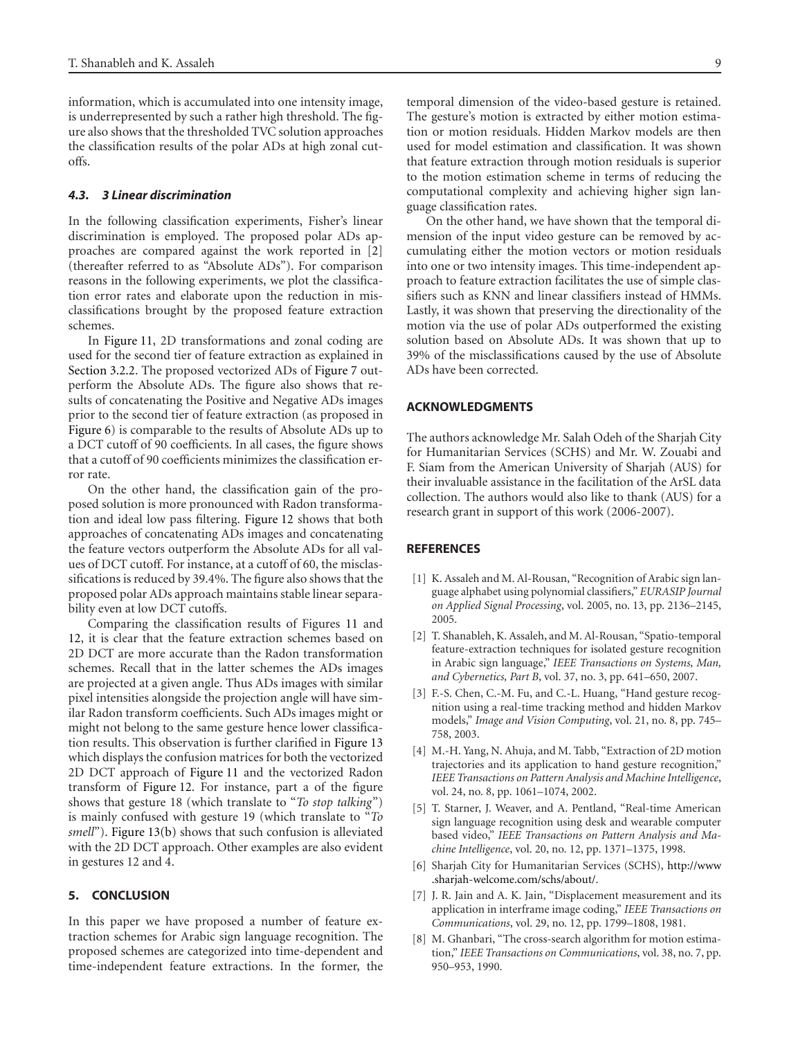information, which is accumulated into one intensity image, is underrepresented by such a rather high threshold. The figure also shows that the thresholded TVC solution approaches the classification results of the polar ADs at high zonal cutoffs.

### *4.3. 3 Linear discrimination*

In the following classification experiments, Fisher's linear discrimination is employed. The proposed polar ADs approaches are compared against the work reported in [2] (thereafter referred to as "Absolute ADs"). For comparison reasons in the following experiments, we plot the classification error rates and elaborate upon the reduction in misclassifications brought by the proposed feature extraction schemes.

In Figure 11, 2D transformations and zonal coding are used for the second tier of feature extraction as explained in Section 3.2.2. The proposed vectorized ADs of Figure 7 outperform the Absolute ADs. The figure also shows that results of concatenating the Positive and Negative ADs images prior to the second tier of feature extraction (as proposed in Figure 6) is comparable to the results of Absolute ADs up to a DCT cutoff of 90 coefficients. In all cases, the figure shows that a cutoff of 90 coefficients minimizes the classification error rate.

On the other hand, the classification gain of the proposed solution is more pronounced with Radon transformation and ideal low pass filtering. Figure 12 shows that both approaches of concatenating ADs images and concatenating the feature vectors outperform the Absolute ADs for all values of DCT cutoff. For instance, at a cutoff of 60, the misclassifications is reduced by 39.4%. The figure also shows that the proposed polar ADs approach maintains stable linear separability even at low DCT cutoffs.

Comparing the classification results of Figures 11 and 12, it is clear that the feature extraction schemes based on 2D DCT are more accurate than the Radon transformation schemes. Recall that in the latter schemes the ADs images are projected at a given angle. Thus ADs images with similar pixel intensities alongside the projection angle will have similar Radon transform coefficients. Such ADs images might or might not belong to the same gesture hence lower classification results. This observation is further clarified in Figure 13 which displays the confusion matrices for both the vectorized 2D DCT approach of Figure 11 and the vectorized Radon transform of Figure 12. For instance, part a of the figure shows that gesture 18 (which translate to "*To stop talking*") is mainly confused with gesture 19 (which translate to "*To smell*"). Figure 13(b) shows that such confusion is alleviated with the 2D DCT approach. Other examples are also evident in gestures 12 and 4.

## 5. CONCLUSION

In this paper we have proposed a number of feature extraction schemes for Arabic sign language recognition. The proposed schemes are categorized into time-dependent and time-independent feature extractions. In the former, the temporal dimension of the video-based gesture is retained. The gesture's motion is extracted by either motion estimation or motion residuals. Hidden Markov models are then used for model estimation and classification. It was shown that feature extraction through motion residuals is superior to the motion estimation scheme in terms of reducing the computational complexity and achieving higher sign language classification rates.

On the other hand, we have shown that the temporal dimension of the input video gesture can be removed by accumulating either the motion vectors or motion residuals into one or two intensity images. This time-independent approach to feature extraction facilitates the use of simple classifiers such as KNN and linear classifiers instead of HMMs. Lastly, it was shown that preserving the directionality of the motion via the use of polar ADs outperformed the existing solution based on Absolute ADs. It was shown that up to 39% of the misclassifications caused by the use of Absolute ADs have been corrected.

## ACKNOWLEDGMENTS

The authors acknowledge Mr. Salah Odeh of the Sharjah City for Humanitarian Services (SCHS) and Mr. W. Zouabi and F. Siam from the American University of Sharjah (AUS) for their invaluable assistance in the facilitation of the ArSL data collection. The authors would also like to thank (AUS) for a research grant in support of this work (2006-2007).

## REFERENCES

[1] K. Assaleh and M. Al-Rousan, "Recognition of Arabic sign language alphabet using polynomial classifiers," *EURASIP Journal on Applied Signal Processing*, vol. 2005, no. 13, pp. 2136–2145, 2005.

[2] T. Shanableh, K. Assaleh, and M. Al-Rousan, "Spatio-temporal feature-extraction techniques for isolated gesture recognition in Arabic sign language," *IEEE Transactions on Systems, Man, and Cybernetics, Part B*, vol. 37, no. 3, pp. 641–650, 2007.

[3] F.-S. Chen, C.-M. Fu, and C.-L. Huang, "Hand gesture recognition using a real-time tracking method and hidden Markov models," *Image and Vision Computing*, vol. 21, no. 8, pp. 745–758, 2003.

[4] M.-H. Yang, N. Ahuja, and M. Tabb, "Extraction of 2D motion trajectories and its application to hand gesture recognition," *IEEE Transactions on Pattern Analysis and Machine Intelligence*, vol. 24, no. 8, pp. 1061–1074, 2002.

[5] T. Starner, J. Weaver, and A. Pentland, "Real-time American sign language recognition using desk and wearable computer based video," *IEEE Transactions on Pattern Analysis and Machine Intelligence*, vol. 20, no. 12, pp. 1371–1375, 1998.

[6] Sharjah City for Humanitarian Services (SCHS), http://www.sharjah-welcome.com/schs/about/.

[7] J. R. Jain and A. K. Jain, "Displacement measurement and its application in interframe image coding," *IEEE Transactions on Communications*, vol. 29, no. 12, pp. 1799–1808, 1981.

[8] M. Ghanbari, "The cross-search algorithm for motion estimation," *IEEE Transactions on Communications*, vol. 38, no. 7, pp. 950–953, 1990.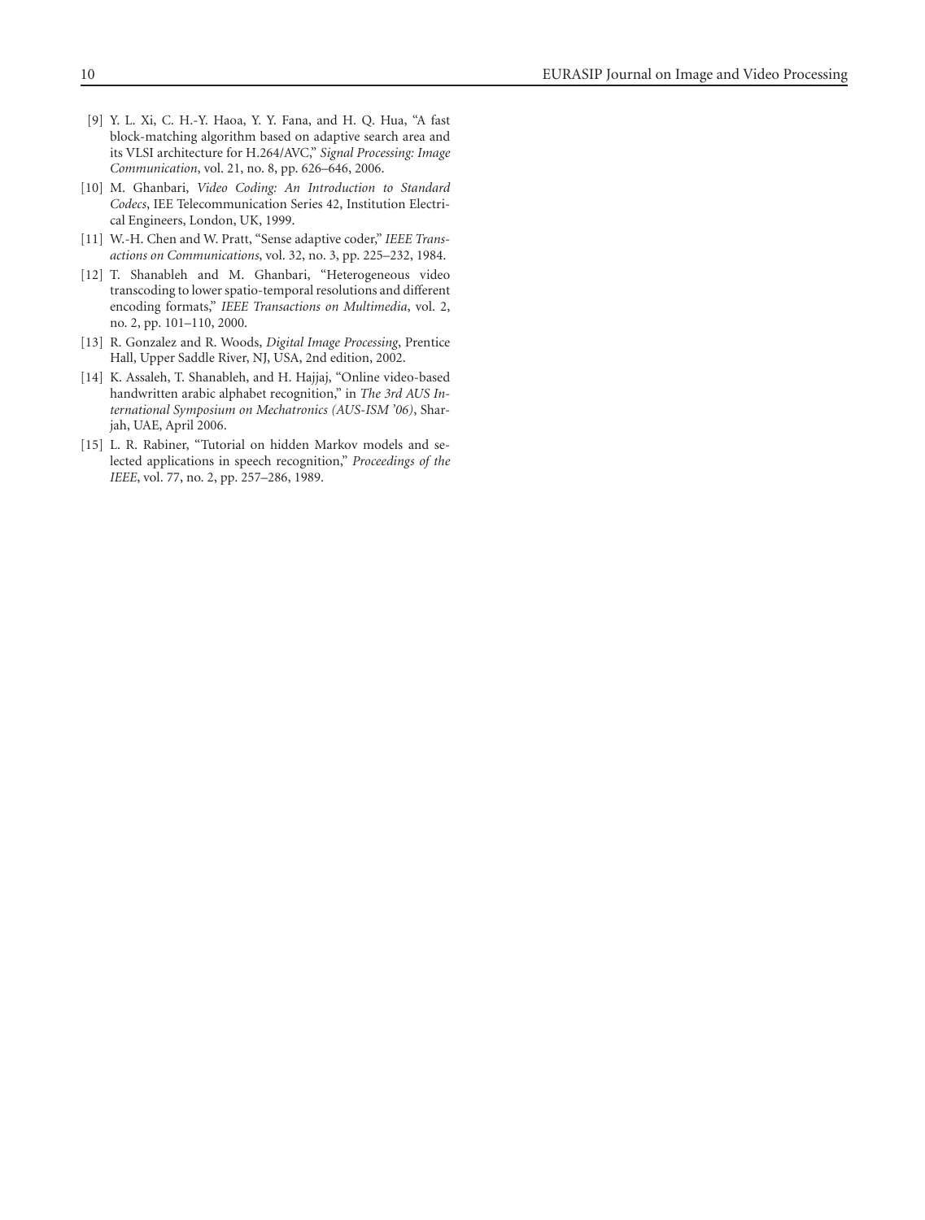[9] Y. L. Xi, C. H.-Y. Haoa, Y. Y. Fana, and H. Q. Hua, "A fast block-matching algorithm based on adaptive search area and its VLSI architecture for H.264/AVC," *Signal Processing: Image Communication*, vol. 21, no. 8, pp. 626–646, 2006.

[10] M. Ghanbari, *Video Coding: An Introduction to Standard Codecs*, IEE Telecommunication Series 42, Institution Electrical Engineers, London, UK, 1999.

[11] W.-H. Chen and W. Pratt, "Sense adaptive coder," *IEEE Transactions on Communications*, vol. 32, no. 3, pp. 225–232, 1984.

[12] T. Shanableh and M. Ghanbari, "Heterogeneous video transcoding to lower spatio-temporal resolutions and different encoding formats," *IEEE Transactions on Multimedia*, vol. 2, no. 2, pp. 101–110, 2000.

[13] R. Gonzalez and R. Woods, *Digital Image Processing*, Prentice Hall, Upper Saddle River, NJ, USA, 2nd edition, 2002.

[14] K. Assaleh, T. Shanableh, and H. Hajjaj, "Online video-based handwritten arabic alphabet recognition," in *The 3rd AUS International Symposium on Mechatronics (AUS-ISM '06)*, Sharjah, UAE, April 2006.

[15] L. R. Rabiner, "Tutorial on hidden Markov models and selected applications in speech recognition," *Proceedings of the IEEE*, vol. 77, no. 2, pp. 257–286, 1989.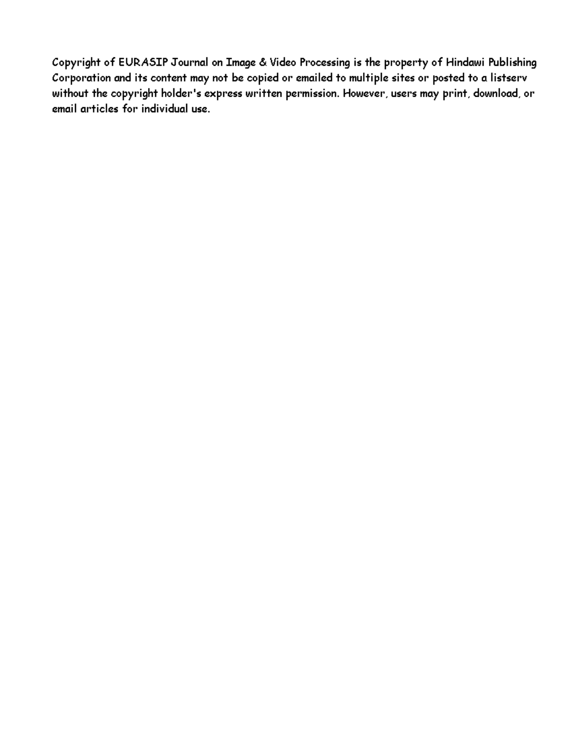Copyright of EURASIP Journal on Image & Video Processing is the property of Hindawi Publishing Corporation and its content may not be copied or emailed to multiple sites or posted to a listserv without the copyright holder's express written permission. However, users may print, download, or email articles for individual use.